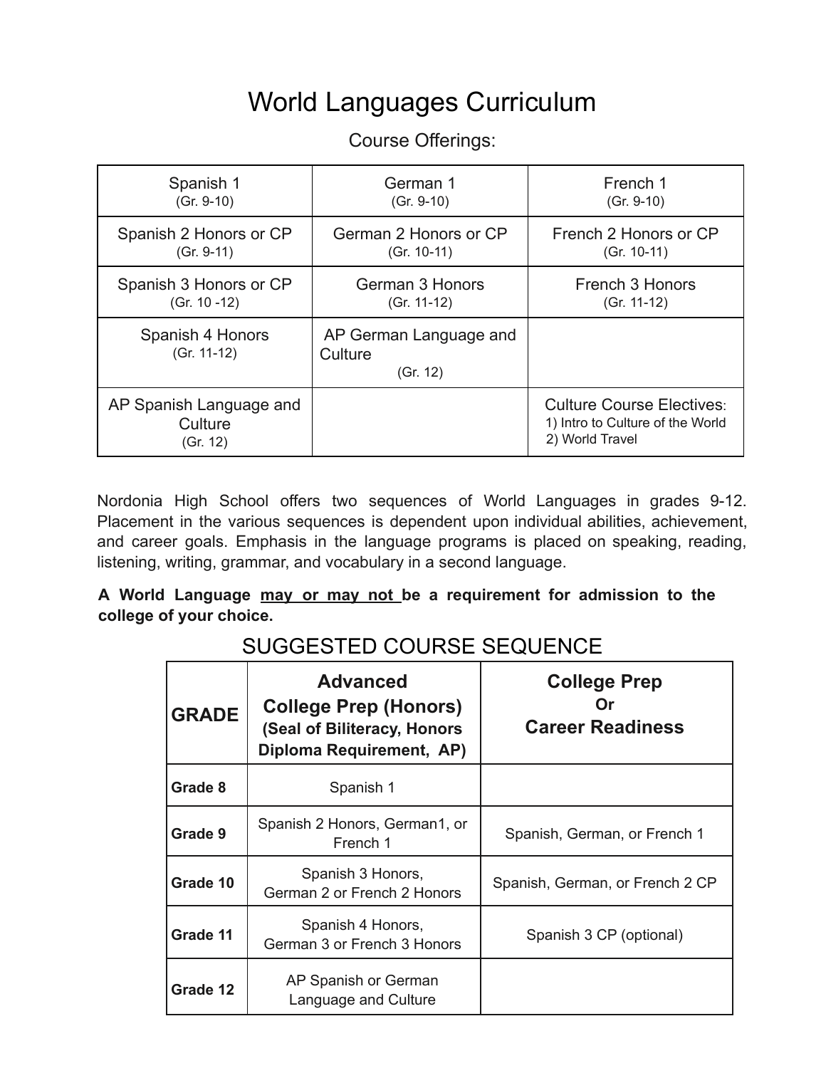# World Languages Curriculum

Course Offerings:

| | | |
|---|---|---|
| Spanish 1 (Gr. 9-10) | German 1 (Gr. 9-10) | French 1 (Gr. 9-10) |
| Spanish 2 Honors or CP (Gr. 9-11) | German 2 Honors or CP (Gr. 10-11) | French 2 Honors or CP (Gr. 10-11) |
| Spanish 3 Honors or CP (Gr. 10 -12) | German 3 Honors (Gr. 11-12) | French 3 Honors (Gr. 11-12) |
| Spanish 4 Honors (Gr. 11-12) | AP German Language and Culture (Gr. 12) | |
| AP Spanish Language and Culture (Gr. 12) | | Culture Course Electives: 1) Intro to Culture of the World 2) World Travel |

Nordonia High School offers two sequences of World Languages in grades 9-12. Placement in the various sequences is dependent upon individual abilities, achievement, and career goals. Emphasis in the language programs is placed on speaking, reading, listening, writing, grammar, and vocabulary in a second language.

**A World Language <u>may or may not</u> be a requirement for admission to the college of your choice.**

## SUGGESTED COURSE SEQUENCE

| GRADE | Advanced College Prep (Honors) (Seal of Biliteracy, Honors Diploma Requirement, AP) | College Prep Or Career Readiness |
|---|---|---|
| Grade 8 | Spanish 1 | |
| Grade 9 | Spanish 2 Honors, German1, or French 1 | Spanish, German, or French 1 |
| Grade 10 | Spanish 3 Honors, German 2 or French 2 Honors | Spanish, German, or French 2 CP |
| Grade 11 | Spanish 4 Honors, German 3 or French 3 Honors | Spanish 3 CP (optional) |
| Grade 12 | AP Spanish or German Language and Culture | |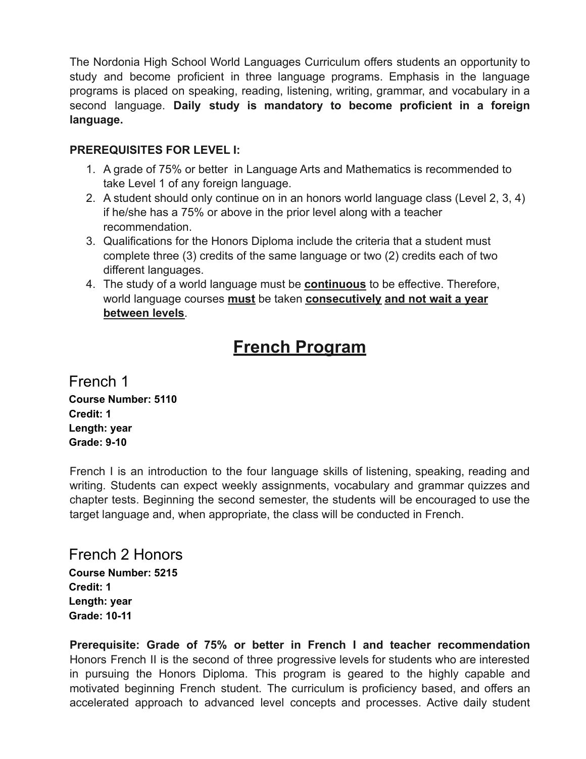The Nordonia High School World Languages Curriculum offers students an opportunity to study and become proficient in three language programs. Emphasis in the language programs is placed on speaking, reading, listening, writing, grammar, and vocabulary in a second language. **Daily study is mandatory to become proficient in a foreign language.**

**PREREQUISITES FOR LEVEL I:**

1. A grade of 75% or better in Language Arts and Mathematics is recommended to take Level 1 of any foreign language.
2. A student should only continue on in an honors world language class (Level 2, 3, 4) if he/she has a 75% or above in the prior level along with a teacher recommendation.
3. Qualifications for the Honors Diploma include the criteria that a student must complete three (3) credits of the same language or two (2) credits each of two different languages.
4. The study of a world language must be **continuous** to be effective. Therefore, world language courses **must** be taken **consecutively and not wait a year between levels**.

# French Program

## French 1

**Course Number: 5110**
**Credit: 1**
**Length: year**
**Grade: 9-10**

French I is an introduction to the four language skills of listening, speaking, reading and writing. Students can expect weekly assignments, vocabulary and grammar quizzes and chapter tests. Beginning the second semester, the students will be encouraged to use the target language and, when appropriate, the class will be conducted in French.

## French 2 Honors

**Course Number: 5215**
**Credit: 1**
**Length: year**
**Grade: 10-11**

**Prerequisite: Grade of 75% or better in French I and teacher recommendation** Honors French II is the second of three progressive levels for students who are interested in pursuing the Honors Diploma. This program is geared to the highly capable and motivated beginning French student. The curriculum is proficiency based, and offers an accelerated approach to advanced level concepts and processes. Active daily student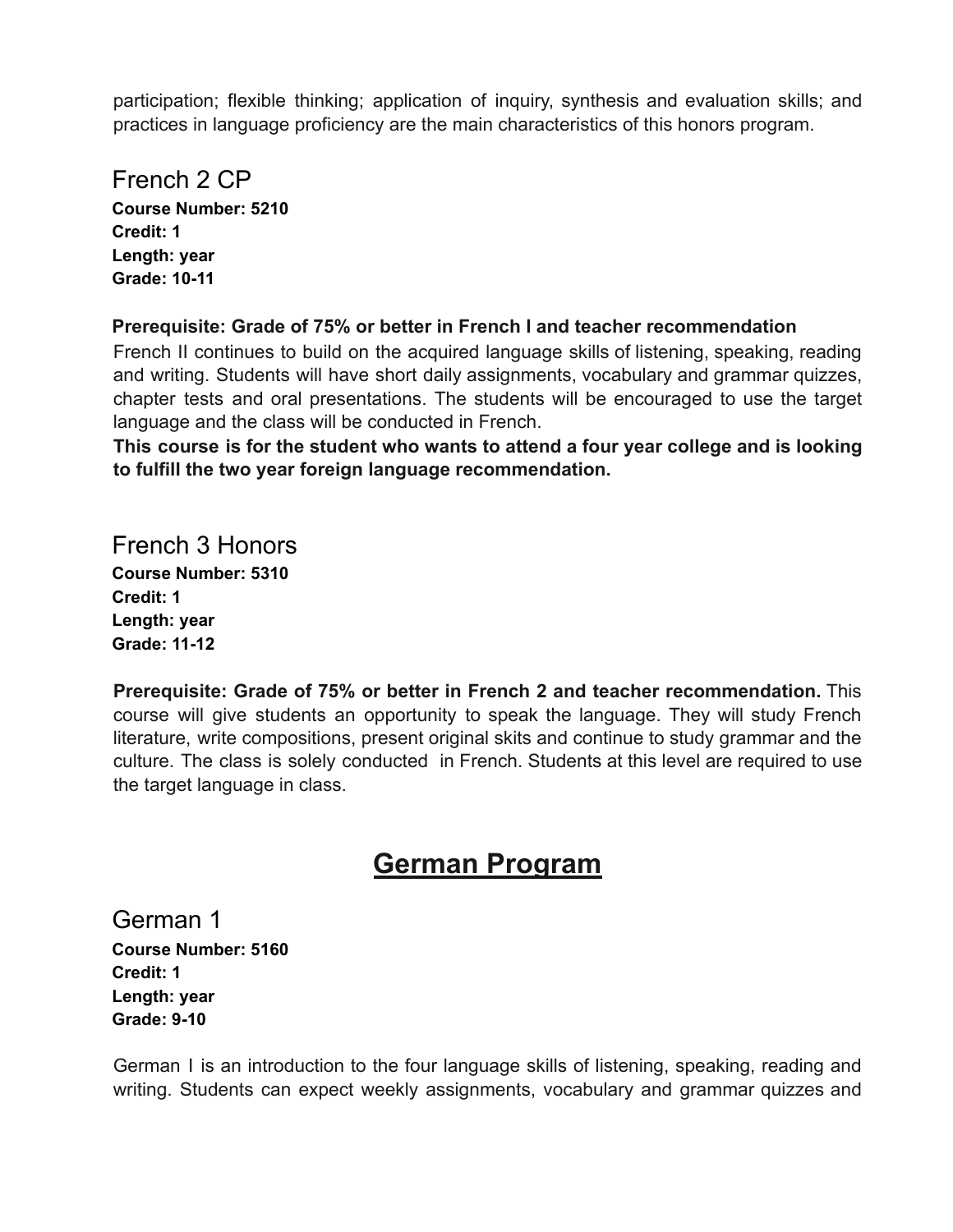participation; flexible thinking; application of inquiry, synthesis and evaluation skills; and practices in language proficiency are the main characteristics of this honors program.

### French 2 CP

**Course Number: 5210**
**Credit: 1**
**Length: year**
**Grade: 10-11**

**Prerequisite: Grade of 75% or better in French I and teacher recommendation**
French II continues to build on the acquired language skills of listening, speaking, reading and writing. Students will have short daily assignments, vocabulary and grammar quizzes, chapter tests and oral presentations. The students will be encouraged to use the target language and the class will be conducted in French.
**This course is for the student who wants to attend a four year college and is looking to fulfill the two year foreign language recommendation.**

### French 3 Honors

**Course Number: 5310**
**Credit: 1**
**Length: year**
**Grade: 11-12**

**Prerequisite: Grade of 75% or better in French 2 and teacher recommendation.** This course will give students an opportunity to speak the language. They will study French literature, write compositions, present original skits and continue to study grammar and the culture. The class is solely conducted in French. Students at this level are required to use the target language in class.

## German Program

### German 1

**Course Number: 5160**
**Credit: 1**
**Length: year**
**Grade: 9-10**

German I is an introduction to the four language skills of listening, speaking, reading and writing. Students can expect weekly assignments, vocabulary and grammar quizzes and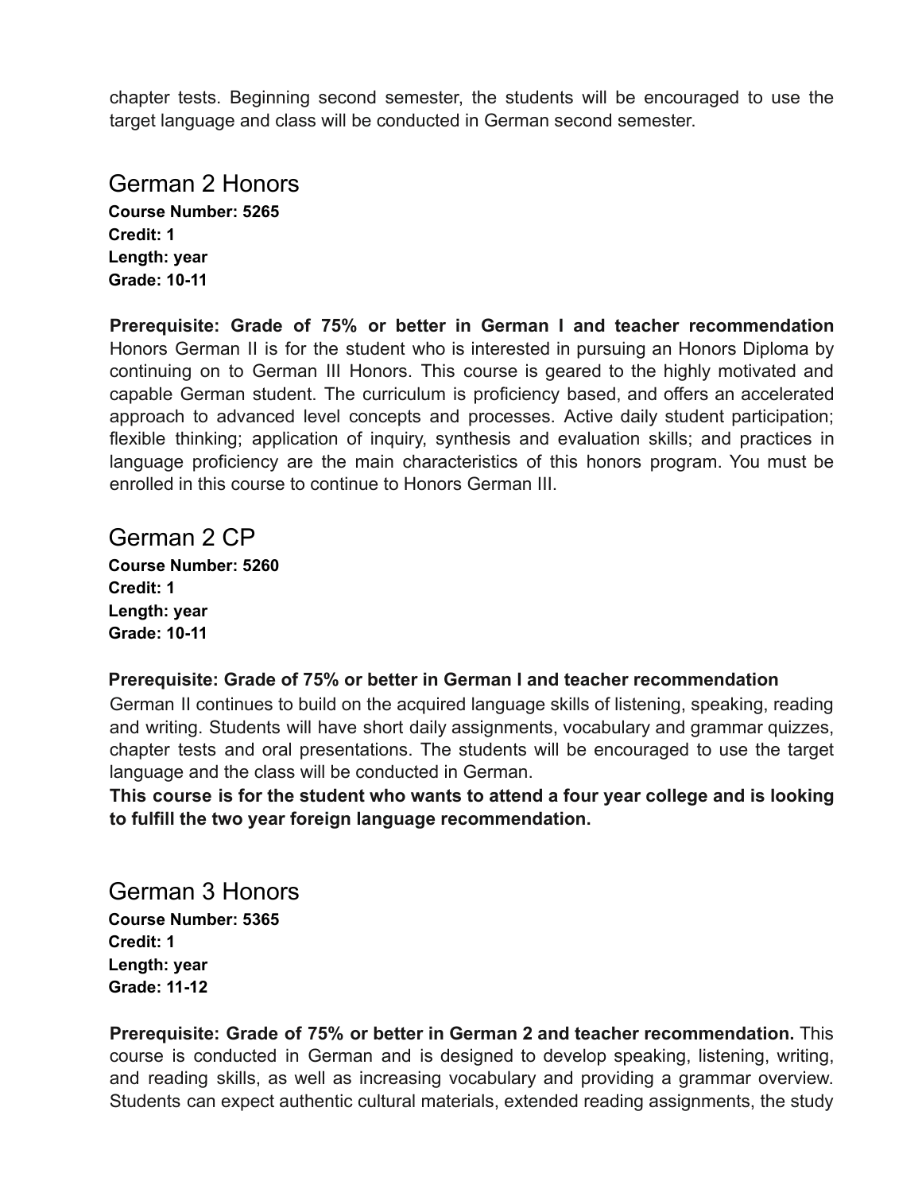chapter tests. Beginning second semester, the students will be encouraged to use the target language and class will be conducted in German second semester.

## German 2 Honors

**Course Number: 5265**
**Credit: 1**
**Length: year**
**Grade: 10-11**

**Prerequisite: Grade of 75% or better in German I and teacher recommendation** Honors German II is for the student who is interested in pursuing an Honors Diploma by continuing on to German III Honors. This course is geared to the highly motivated and capable German student. The curriculum is proficiency based, and offers an accelerated approach to advanced level concepts and processes. Active daily student participation; flexible thinking; application of inquiry, synthesis and evaluation skills; and practices in language proficiency are the main characteristics of this honors program. You must be enrolled in this course to continue to Honors German III.

## German 2 CP

**Course Number: 5260**
**Credit: 1**
**Length: year**
**Grade: 10-11**

**Prerequisite: Grade of 75% or better in German I and teacher recommendation**
German II continues to build on the acquired language skills of listening, speaking, reading and writing. Students will have short daily assignments, vocabulary and grammar quizzes, chapter tests and oral presentations. The students will be encouraged to use the target language and the class will be conducted in German.
**This course is for the student who wants to attend a four year college and is looking to fulfill the two year foreign language recommendation.**

## German 3 Honors

**Course Number: 5365**
**Credit: 1**
**Length: year**
**Grade: 11-12**

**Prerequisite: Grade of 75% or better in German 2 and teacher recommendation.** This course is conducted in German and is designed to develop speaking, listening, writing, and reading skills, as well as increasing vocabulary and providing a grammar overview. Students can expect authentic cultural materials, extended reading assignments, the study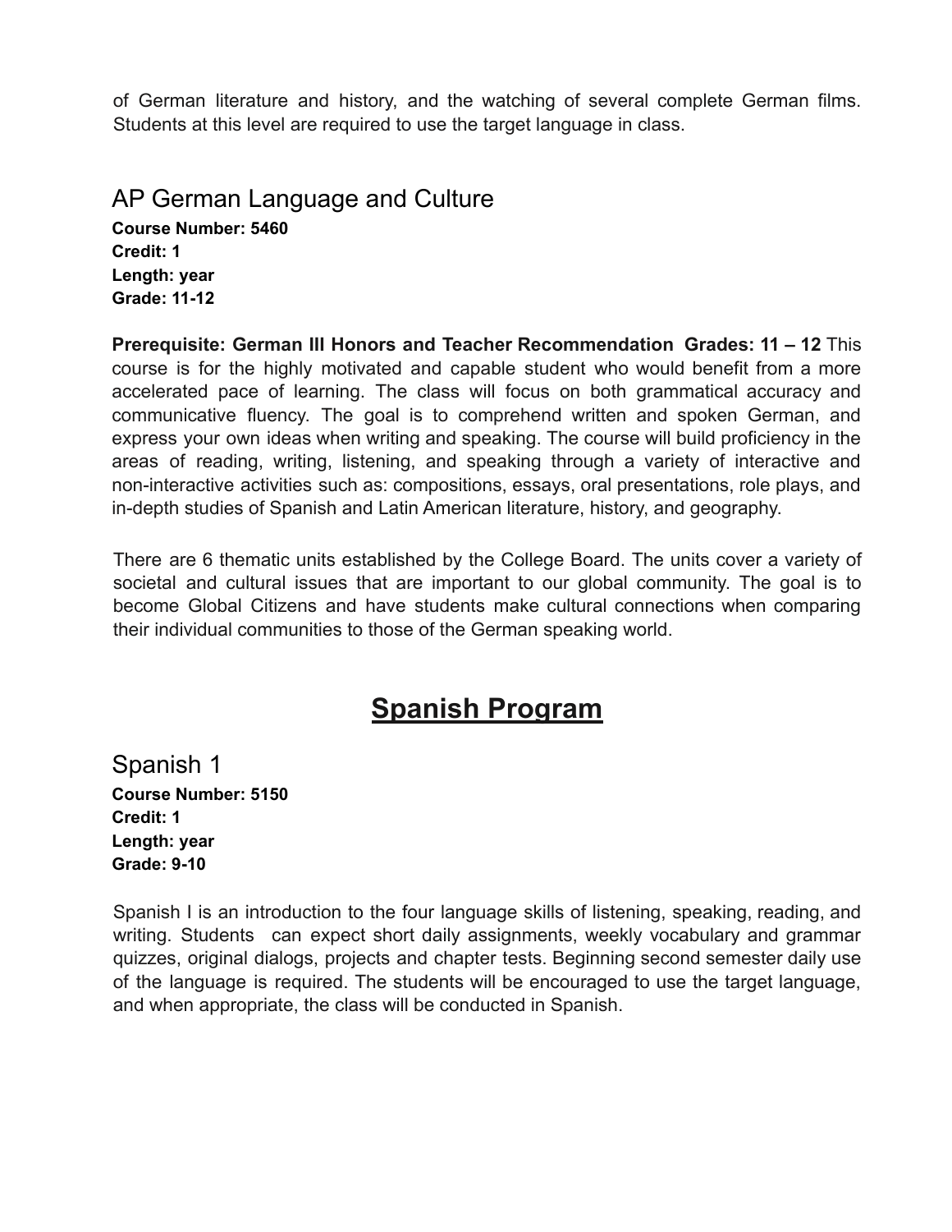of German literature and history, and the watching of several complete German films. Students at this level are required to use the target language in class.

### AP German Language and Culture

**Course Number: 5460**
**Credit: 1**
**Length: year**
**Grade: 11-12**

**Prerequisite: German III Honors and Teacher Recommendation Grades: 11 – 12** This course is for the highly motivated and capable student who would benefit from a more accelerated pace of learning. The class will focus on both grammatical accuracy and communicative fluency. The goal is to comprehend written and spoken German, and express your own ideas when writing and speaking. The course will build proficiency in the areas of reading, writing, listening, and speaking through a variety of interactive and non-interactive activities such as: compositions, essays, oral presentations, role plays, and in-depth studies of Spanish and Latin American literature, history, and geography.

There are 6 thematic units established by the College Board. The units cover a variety of societal and cultural issues that are important to our global community. The goal is to become Global Citizens and have students make cultural connections when comparing their individual communities to those of the German speaking world.

## Spanish Program

### Spanish 1

**Course Number: 5150**
**Credit: 1**
**Length: year**
**Grade: 9-10**

Spanish I is an introduction to the four language skills of listening, speaking, reading, and writing. Students can expect short daily assignments, weekly vocabulary and grammar quizzes, original dialogs, projects and chapter tests. Beginning second semester daily use of the language is required. The students will be encouraged to use the target language, and when appropriate, the class will be conducted in Spanish.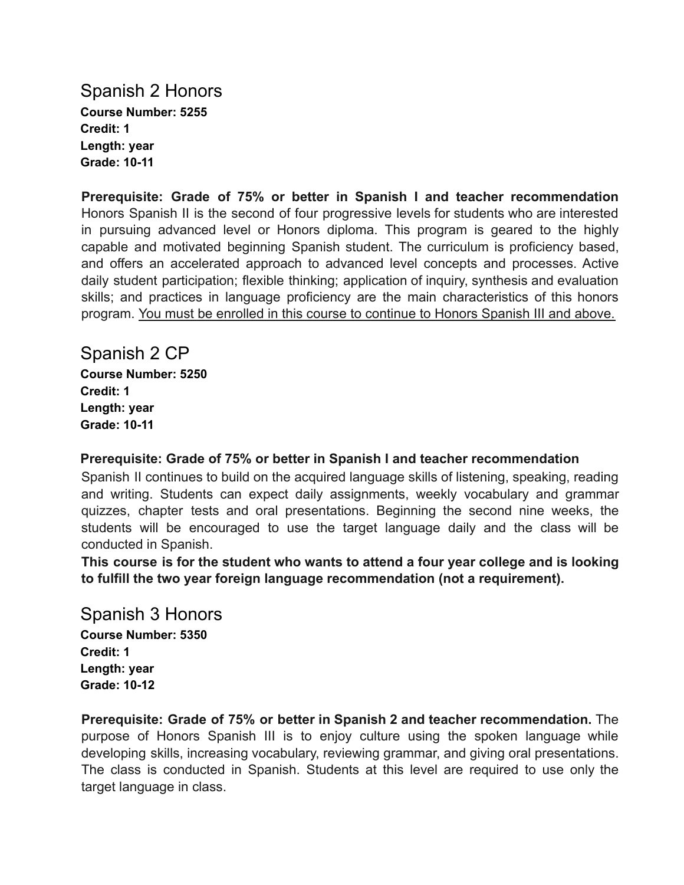## Spanish 2 Honors

**Course Number: 5255**
**Credit: 1**
**Length: year**
**Grade: 10-11**

**Prerequisite: Grade of 75% or better in Spanish I and teacher recommendation** Honors Spanish II is the second of four progressive levels for students who are interested in pursuing advanced level or Honors diploma. This program is geared to the highly capable and motivated beginning Spanish student. The curriculum is proficiency based, and offers an accelerated approach to advanced level concepts and processes. Active daily student participation; flexible thinking; application of inquiry, synthesis and evaluation skills; and practices in language proficiency are the main characteristics of this honors program. <u>You must be enrolled in this course to continue to Honors Spanish III and above.</u>

## Spanish 2 CP

**Course Number: 5250**
**Credit: 1**
**Length: year**
**Grade: 10-11**

**Prerequisite: Grade of 75% or better in Spanish I and teacher recommendation**
Spanish II continues to build on the acquired language skills of listening, speaking, reading and writing. Students can expect daily assignments, weekly vocabulary and grammar quizzes, chapter tests and oral presentations. Beginning the second nine weeks, the students will be encouraged to use the target language daily and the class will be conducted in Spanish.
**This course is for the student who wants to attend a four year college and is looking to fulfill the two year foreign language recommendation (not a requirement).**

## Spanish 3 Honors

**Course Number: 5350**
**Credit: 1**
**Length: year**
**Grade: 10-12**

**Prerequisite: Grade of 75% or better in Spanish 2 and teacher recommendation.** The purpose of Honors Spanish III is to enjoy culture using the spoken language while developing skills, increasing vocabulary, reviewing grammar, and giving oral presentations. The class is conducted in Spanish. Students at this level are required to use only the target language in class.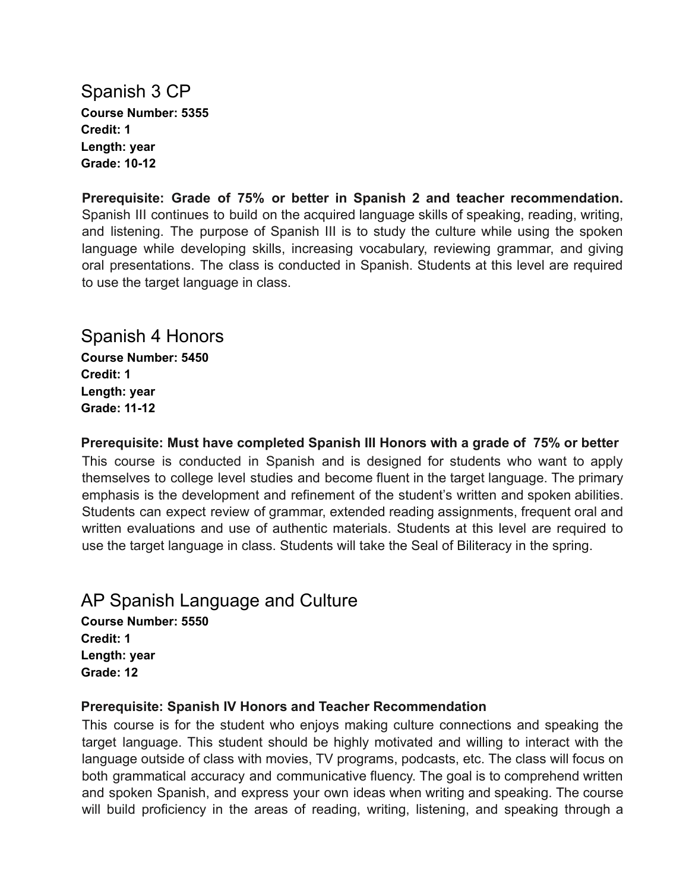## Spanish 3 CP

**Course Number: 5355**
**Credit: 1**
**Length: year**
**Grade: 10-12**

**Prerequisite: Grade of 75% or better in Spanish 2 and teacher recommendation.** Spanish III continues to build on the acquired language skills of speaking, reading, writing, and listening. The purpose of Spanish III is to study the culture while using the spoken language while developing skills, increasing vocabulary, reviewing grammar, and giving oral presentations. The class is conducted in Spanish. Students at this level are required to use the target language in class.

## Spanish 4 Honors

**Course Number: 5450**
**Credit: 1**
**Length: year**
**Grade: 11-12**

**Prerequisite: Must have completed Spanish III Honors with a grade of 75% or better**

This course is conducted in Spanish and is designed for students who want to apply themselves to college level studies and become fluent in the target language. The primary emphasis is the development and refinement of the student's written and spoken abilities. Students can expect review of grammar, extended reading assignments, frequent oral and written evaluations and use of authentic materials. Students at this level are required to use the target language in class. Students will take the Seal of Biliteracy in the spring.

## AP Spanish Language and Culture

**Course Number: 5550**
**Credit: 1**
**Length: year**
**Grade: 12**

**Prerequisite: Spanish IV Honors and Teacher Recommendation**

This course is for the student who enjoys making culture connections and speaking the target language. This student should be highly motivated and willing to interact with the language outside of class with movies, TV programs, podcasts, etc. The class will focus on both grammatical accuracy and communicative fluency. The goal is to comprehend written and spoken Spanish, and express your own ideas when writing and speaking. The course will build proficiency in the areas of reading, writing, listening, and speaking through a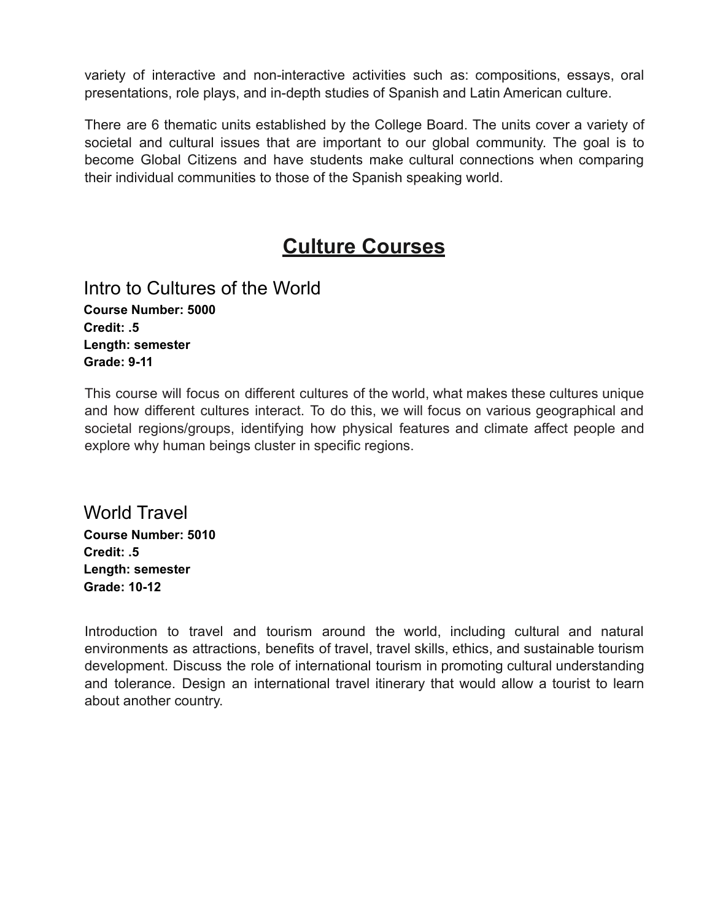variety of interactive and non-interactive activities such as: compositions, essays, oral presentations, role plays, and in-depth studies of Spanish and Latin American culture.

There are 6 thematic units established by the College Board. The units cover a variety of societal and cultural issues that are important to our global community. The goal is to become Global Citizens and have students make cultural connections when comparing their individual communities to those of the Spanish speaking world.

# Culture Courses

## Intro to Cultures of the World

**Course Number: 5000**
**Credit: .5**
**Length: semester**
**Grade: 9-11**

This course will focus on different cultures of the world, what makes these cultures unique and how different cultures interact. To do this, we will focus on various geographical and societal regions/groups, identifying how physical features and climate affect people and explore why human beings cluster in specific regions.

## World Travel

**Course Number: 5010**
**Credit: .5**
**Length: semester**
**Grade: 10-12**

Introduction to travel and tourism around the world, including cultural and natural environments as attractions, benefits of travel, travel skills, ethics, and sustainable tourism development. Discuss the role of international tourism in promoting cultural understanding and tolerance. Design an international travel itinerary that would allow a tourist to learn about another country.